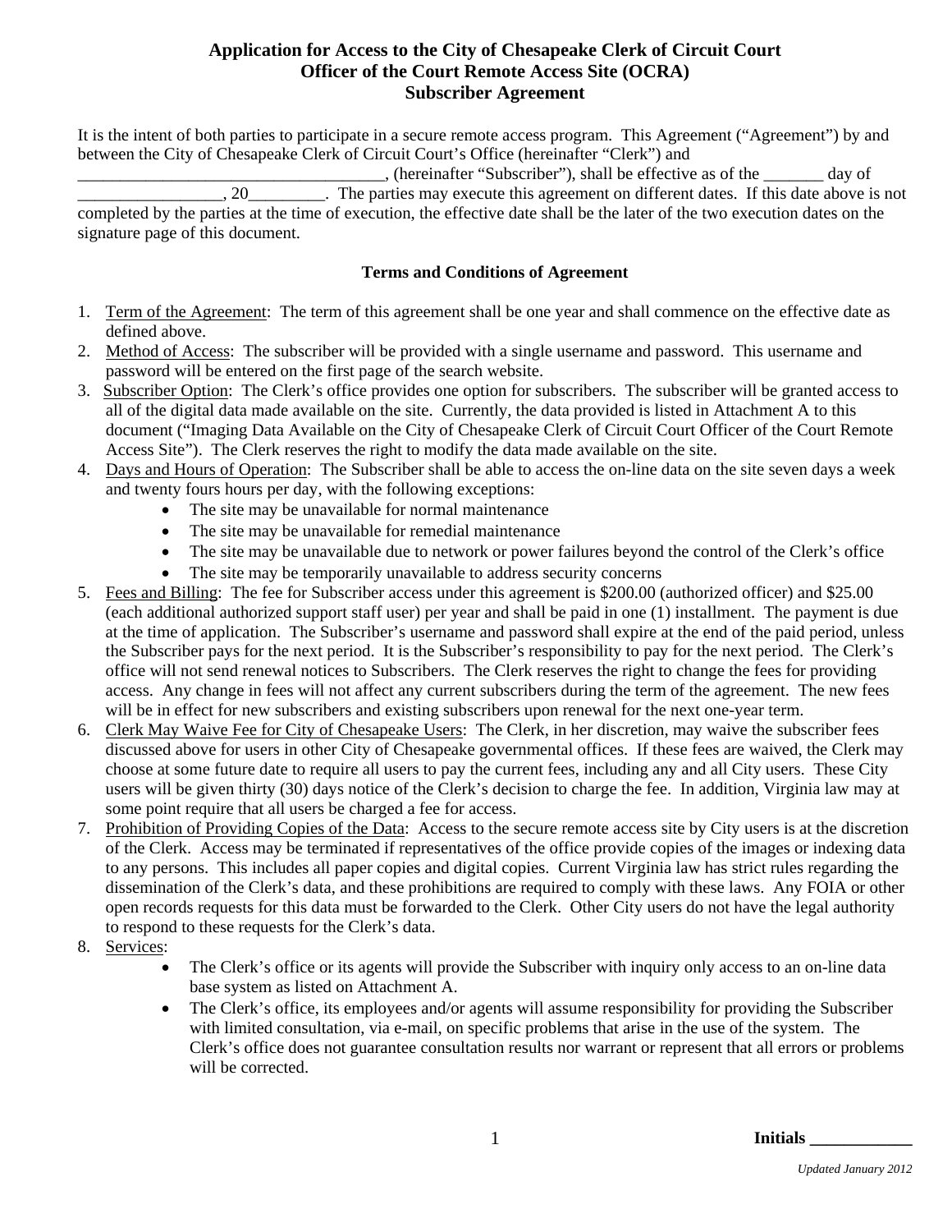# Application for Access to the City of Chesapeake Clerk of Circuit Court Officer of the Court Remote Access Site (OCRA) Subscriber Agreement

It is the intent of both parties to participate in a secure remote access program. This Agreement ("Agreement") by and between the City of Chesapeake Clerk of Circuit Court's Office (hereinafter "Clerk") and ____________________________________, (hereinafter "Subscriber"), shall be effective as of the _______ day of _________________, 20_________. The parties may execute this agreement on different dates. If this date above is not completed by the parties at the time of execution, the effective date shall be the later of the two execution dates on the signature page of this document.

## Terms and Conditions of Agreement

1. Term of the Agreement: The term of this agreement shall be one year and shall commence on the effective date as defined above.
2. Method of Access: The subscriber will be provided with a single username and password. This username and password will be entered on the first page of the search website.
3. Subscriber Option: The Clerk's office provides one option for subscribers. The subscriber will be granted access to all of the digital data made available on the site. Currently, the data provided is listed in Attachment A to this document ("Imaging Data Available on the City of Chesapeake Clerk of Circuit Court Officer of the Court Remote Access Site"). The Clerk reserves the right to modify the data made available on the site.
4. Days and Hours of Operation: The Subscriber shall be able to access the on-line data on the site seven days a week and twenty fours hours per day, with the following exceptions:
   - The site may be unavailable for normal maintenance
   - The site may be unavailable for remedial maintenance
   - The site may be unavailable due to network or power failures beyond the control of the Clerk's office
   - The site may be temporarily unavailable to address security concerns
5. Fees and Billing: The fee for Subscriber access under this agreement is $200.00 (authorized officer) and $25.00 (each additional authorized support staff user) per year and shall be paid in one (1) installment. The payment is due at the time of application. The Subscriber's username and password shall expire at the end of the paid period, unless the Subscriber pays for the next period. It is the Subscriber's responsibility to pay for the next period. The Clerk's office will not send renewal notices to Subscribers. The Clerk reserves the right to change the fees for providing access. Any change in fees will not affect any current subscribers during the term of the agreement. The new fees will be in effect for new subscribers and existing subscribers upon renewal for the next one-year term.
6. Clerk May Waive Fee for City of Chesapeake Users: The Clerk, in her discretion, may waive the subscriber fees discussed above for users in other City of Chesapeake governmental offices. If these fees are waived, the Clerk may choose at some future date to require all users to pay the current fees, including any and all City users. These City users will be given thirty (30) days notice of the Clerk's decision to charge the fee. In addition, Virginia law may at some point require that all users be charged a fee for access.
7. Prohibition of Providing Copies of the Data: Access to the secure remote access site by City users is at the discretion of the Clerk. Access may be terminated if representatives of the office provide copies of the images or indexing data to any persons. This includes all paper copies and digital copies. Current Virginia law has strict rules regarding the dissemination of the Clerk's data, and these prohibitions are required to comply with these laws. Any FOIA or other open records requests for this data must be forwarded to the Clerk. Other City users do not have the legal authority to respond to these requests for the Clerk's data.
8. Services:
   - The Clerk's office or its agents will provide the Subscriber with inquiry only access to an on-line data base system as listed on Attachment A.
   - The Clerk's office, its employees and/or agents will assume responsibility for providing the Subscriber with limited consultation, via e-mail, on specific problems that arise in the use of the system. The Clerk's office does not guarantee consultation results nor warrant or represent that all errors or problems will be corrected.

**Initials ___________**

*Updated January 2012*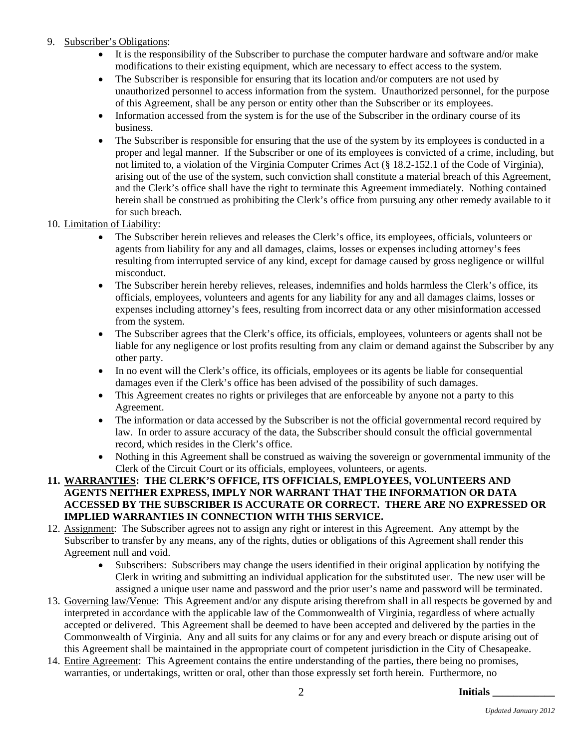9. Subscriber's Obligations:
    - It is the responsibility of the Subscriber to purchase the computer hardware and software and/or make modifications to their existing equipment, which are necessary to effect access to the system.
    - The Subscriber is responsible for ensuring that its location and/or computers are not used by unauthorized personnel to access information from the system. Unauthorized personnel, for the purpose of this Agreement, shall be any person or entity other than the Subscriber or its employees.
    - Information accessed from the system is for the use of the Subscriber in the ordinary course of its business.
    - The Subscriber is responsible for ensuring that the use of the system by its employees is conducted in a proper and legal manner. If the Subscriber or one of its employees is convicted of a crime, including, but not limited to, a violation of the Virginia Computer Crimes Act (§ 18.2-152.1 of the Code of Virginia), arising out of the use of the system, such conviction shall constitute a material breach of this Agreement, and the Clerk's office shall have the right to terminate this Agreement immediately. Nothing contained herein shall be construed as prohibiting the Clerk's office from pursuing any other remedy available to it for such breach.
10. Limitation of Liability:
    - The Subscriber herein relieves and releases the Clerk's office, its employees, officials, volunteers or agents from liability for any and all damages, claims, losses or expenses including attorney's fees resulting from interrupted service of any kind, except for damage caused by gross negligence or willful misconduct.
    - The Subscriber herein hereby relieves, releases, indemnifies and holds harmless the Clerk's office, its officials, employees, volunteers and agents for any liability for any and all damages claims, losses or expenses including attorney's fees, resulting from incorrect data or any other misinformation accessed from the system.
    - The Subscriber agrees that the Clerk's office, its officials, employees, volunteers or agents shall not be liable for any negligence or lost profits resulting from any claim or demand against the Subscriber by any other party.
    - In no event will the Clerk's office, its officials, employees or its agents be liable for consequential damages even if the Clerk's office has been advised of the possibility of such damages.
    - This Agreement creates no rights or privileges that are enforceable by anyone not a party to this Agreement.
    - The information or data accessed by the Subscriber is not the official governmental record required by law. In order to assure accuracy of the data, the Subscriber should consult the official governmental record, which resides in the Clerk's office.
    - Nothing in this Agreement shall be construed as waiving the sovereign or governmental immunity of the Clerk of the Circuit Court or its officials, employees, volunteers, or agents.
11. **WARRANTIES: THE CLERK'S OFFICE, ITS OFFICIALS, EMPLOYEES, VOLUNTEERS AND AGENTS NEITHER EXPRESS, IMPLY NOR WARRANT THAT THE INFORMATION OR DATA ACCESSED BY THE SUBSCRIBER IS ACCURATE OR CORRECT. THERE ARE NO EXPRESSED OR IMPLIED WARRANTIES IN CONNECTION WITH THIS SERVICE.**
12. Assignment: The Subscriber agrees not to assign any right or interest in this Agreement. Any attempt by the Subscriber to transfer by any means, any of the rights, duties or obligations of this Agreement shall render this Agreement null and void.
    - Subscribers: Subscribers may change the users identified in their original application by notifying the Clerk in writing and submitting an individual application for the substituted user. The new user will be assigned a unique user name and password and the prior user's name and password will be terminated.
13. Governing law/Venue: This Agreement and/or any dispute arising therefrom shall in all respects be governed by and interpreted in accordance with the applicable law of the Commonwealth of Virginia, regardless of where actually accepted or delivered. This Agreement shall be deemed to have been accepted and delivered by the parties in the Commonwealth of Virginia. Any and all suits for any claims or for any and every breach or dispute arising out of this Agreement shall be maintained in the appropriate court of competent jurisdiction in the City of Chesapeake.
14. Entire Agreement: This Agreement contains the entire understanding of the parties, there being no promises, warranties, or undertakings, written or oral, other than those expressly set forth herein. Furthermore, no

**Initials ____________**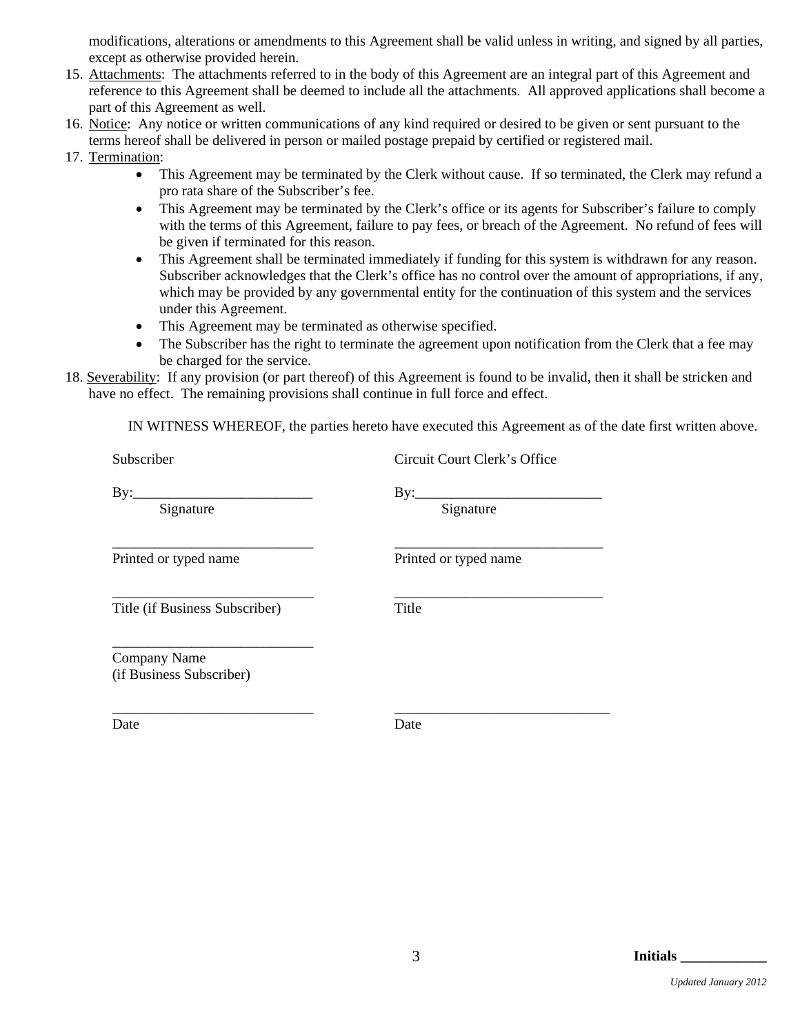modifications, alterations or amendments to this Agreement shall be valid unless in writing, and signed by all parties, except as otherwise provided herein.

15. Attachments: The attachments referred to in the body of this Agreement are an integral part of this Agreement and reference to this Agreement shall be deemed to include all the attachments. All approved applications shall become a part of this Agreement as well.
16. Notice: Any notice or written communications of any kind required or desired to be given or sent pursuant to the terms hereof shall be delivered in person or mailed postage prepaid by certified or registered mail.
17. Termination:
    - This Agreement may be terminated by the Clerk without cause. If so terminated, the Clerk may refund a pro rata share of the Subscriber's fee.
    - This Agreement may be terminated by the Clerk's office or its agents for Subscriber's failure to comply with the terms of this Agreement, failure to pay fees, or breach of the Agreement. No refund of fees will be given if terminated for this reason.
    - This Agreement shall be terminated immediately if funding for this system is withdrawn for any reason. Subscriber acknowledges that the Clerk's office has no control over the amount of appropriations, if any, which may be provided by any governmental entity for the continuation of this system and the services under this Agreement.
    - This Agreement may be terminated as otherwise specified.
    - The Subscriber has the right to terminate the agreement upon notification from the Clerk that a fee may be charged for the service.
18. Severability: If any provision (or part thereof) of this Agreement is found to be invalid, then it shall be stricken and have no effect. The remaining provisions shall continue in full force and effect.

IN WITNESS WHEREOF, the parties hereto have executed this Agreement as of the date first written above.

| Subscriber | Circuit Court Clerk's Office |
|---|---|
| By:_________________________<br>Signature | By:__________________________<br>Signature |
| ____________________________<br>Printed or typed name | _____________________________<br>Printed or typed name |
| ____________________________<br>Title (if Business Subscriber) | _____________________________<br>Title |
| ____________________________<br>Company Name<br>(if Business Subscriber) | |
| ____________________________<br>Date | ______________________________<br>Date |

**Initials ___________**

*Updated January 2012*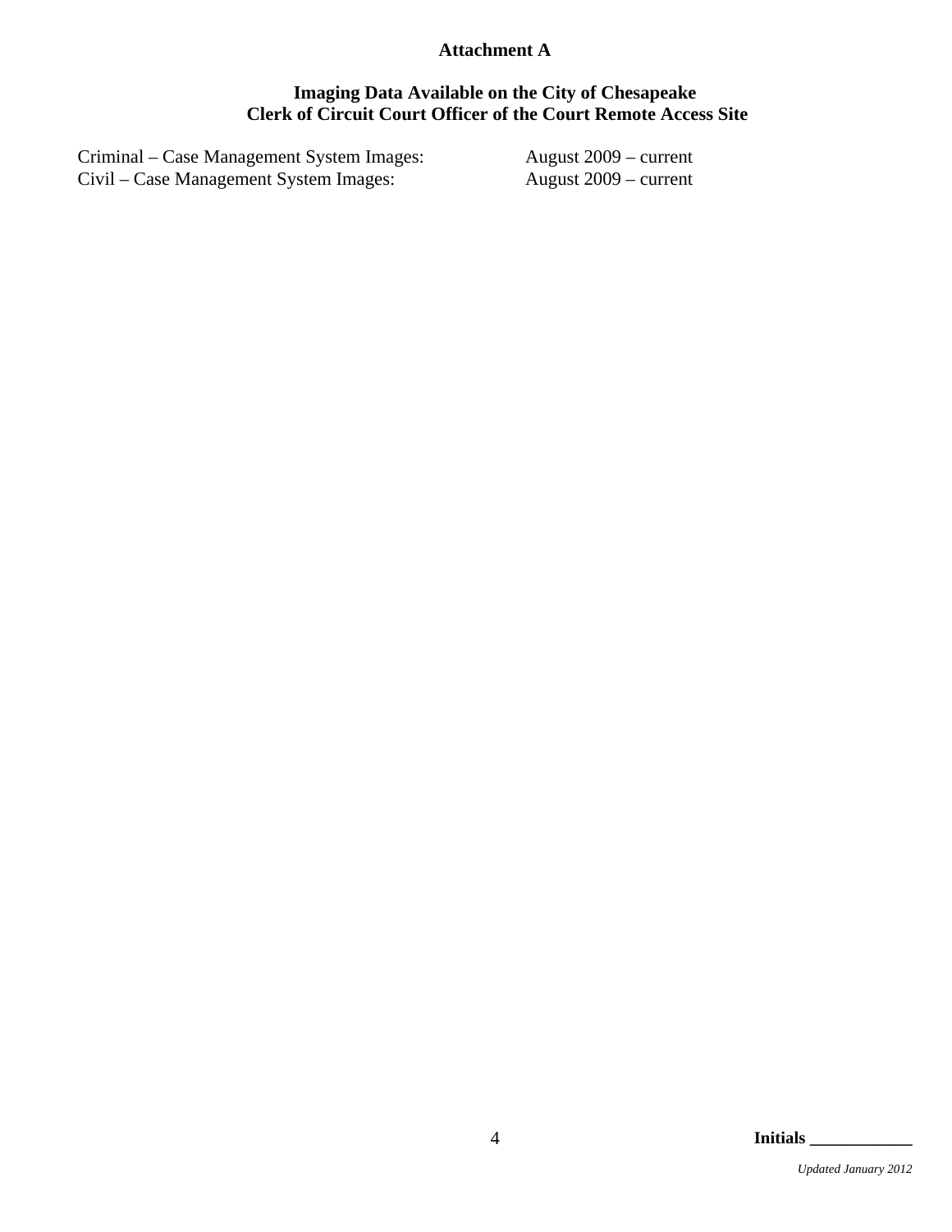# Attachment A

## Imaging Data Available on the City of Chesapeake Clerk of Circuit Court Officer of the Court Remote Access Site

| | |
|---|---|
| Criminal – Case Management System Images: | August 2009 – current |
| Civil – Case Management System Images: | August 2009 – current |

**Initials** ___________

*Updated January 2012*